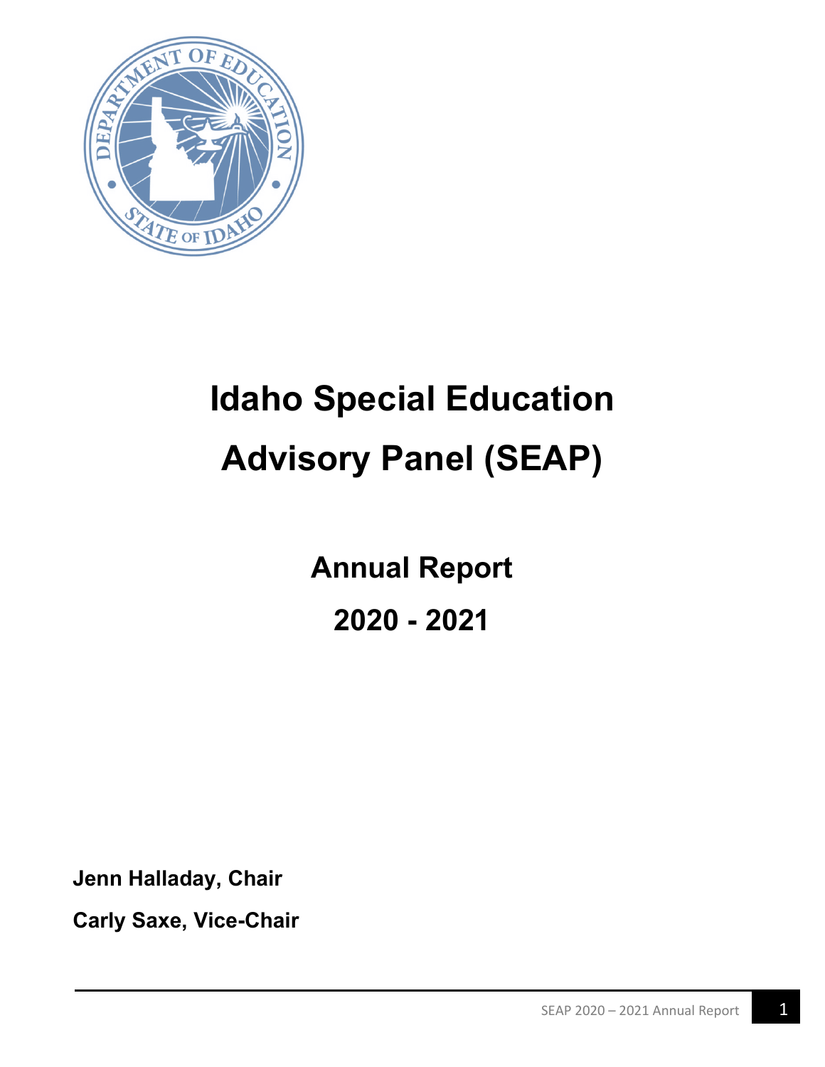# Idaho Special Education Advisory Panel (SEAP)

## Annual Report

## 2020 - 2021

**Jenn Halladay, Chair**

**Carly Saxe, Vice-Chair**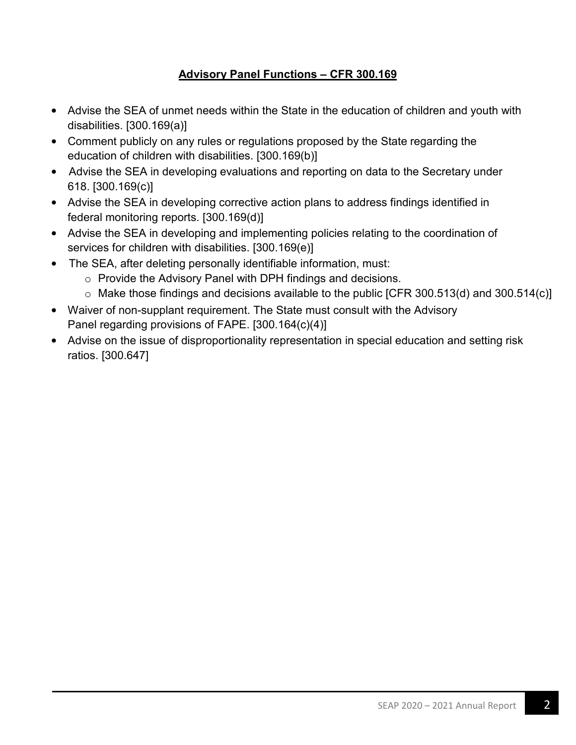## Advisory Panel Functions – CFR 300.169

- Advise the SEA of unmet needs within the State in the education of children and youth with disabilities. [300.169(a)]
- Comment publicly on any rules or regulations proposed by the State regarding the education of children with disabilities. [300.169(b)]
- Advise the SEA in developing evaluations and reporting on data to the Secretary under 618. [300.169(c)]
- Advise the SEA in developing corrective action plans to address findings identified in federal monitoring reports. [300.169(d)]
- Advise the SEA in developing and implementing policies relating to the coordination of services for children with disabilities. [300.169(e)]
- The SEA, after deleting personally identifiable information, must:
  - Provide the Advisory Panel with DPH findings and decisions.
  - Make those findings and decisions available to the public [CFR 300.513(d) and 300.514(c)]
- Waiver of non-supplant requirement. The State must consult with the Advisory Panel regarding provisions of FAPE. [300.164(c)(4)]
- Advise on the issue of disproportionality representation in special education and setting risk ratios. [300.647]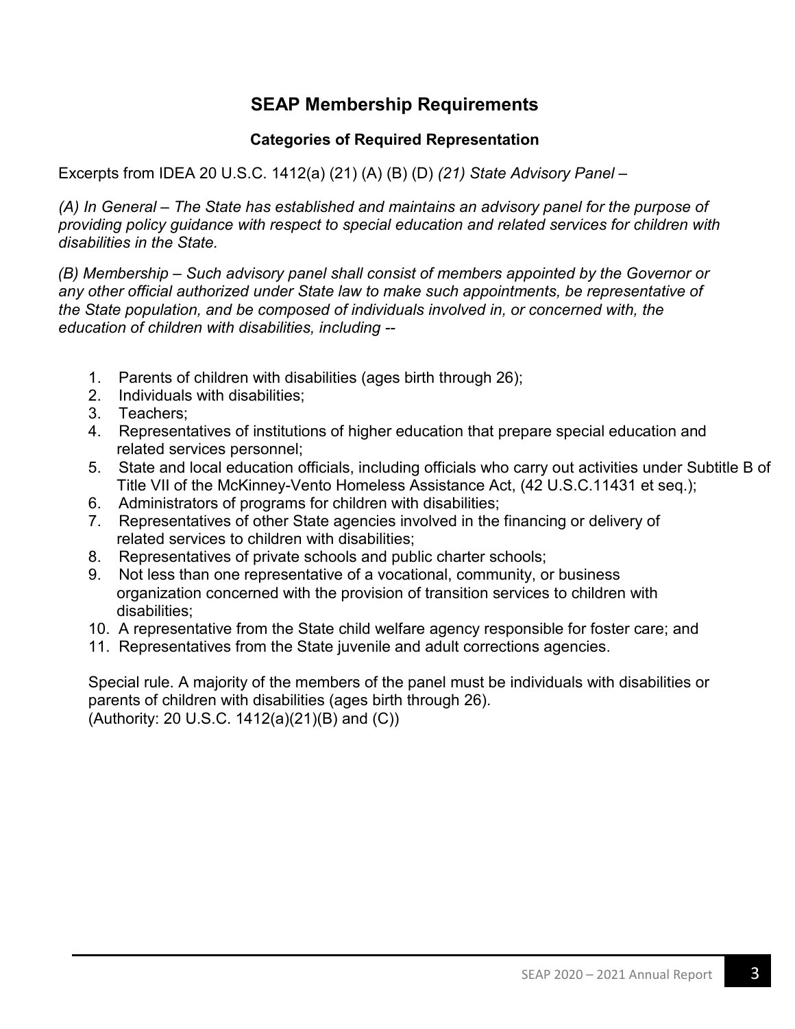## SEAP Membership Requirements

### Categories of Required Representation

Excerpts from IDEA 20 U.S.C. 1412(a) (21) (A) (B) (D) *(21) State Advisory Panel –*

*(A) In General – The State has established and maintains an advisory panel for the purpose of providing policy guidance with respect to special education and related services for children with disabilities in the State.*

*(B) Membership – Such advisory panel shall consist of members appointed by the Governor or any other official authorized under State law to make such appointments, be representative of the State population, and be composed of individuals involved in, or concerned with, the education of children with disabilities, including --*

1. Parents of children with disabilities (ages birth through 26);
2. Individuals with disabilities;
3. Teachers;
4. Representatives of institutions of higher education that prepare special education and related services personnel;
5. State and local education officials, including officials who carry out activities under Subtitle B of Title VII of the McKinney-Vento Homeless Assistance Act, (42 U.S.C.11431 et seq.);
6. Administrators of programs for children with disabilities;
7. Representatives of other State agencies involved in the financing or delivery of related services to children with disabilities;
8. Representatives of private schools and public charter schools;
9. Not less than one representative of a vocational, community, or business organization concerned with the provision of transition services to children with disabilities;
10. A representative from the State child welfare agency responsible for foster care; and
11. Representatives from the State juvenile and adult corrections agencies.

Special rule. A majority of the members of the panel must be individuals with disabilities or parents of children with disabilities (ages birth through 26).
(Authority: 20 U.S.C. 1412(a)(21)(B) and (C))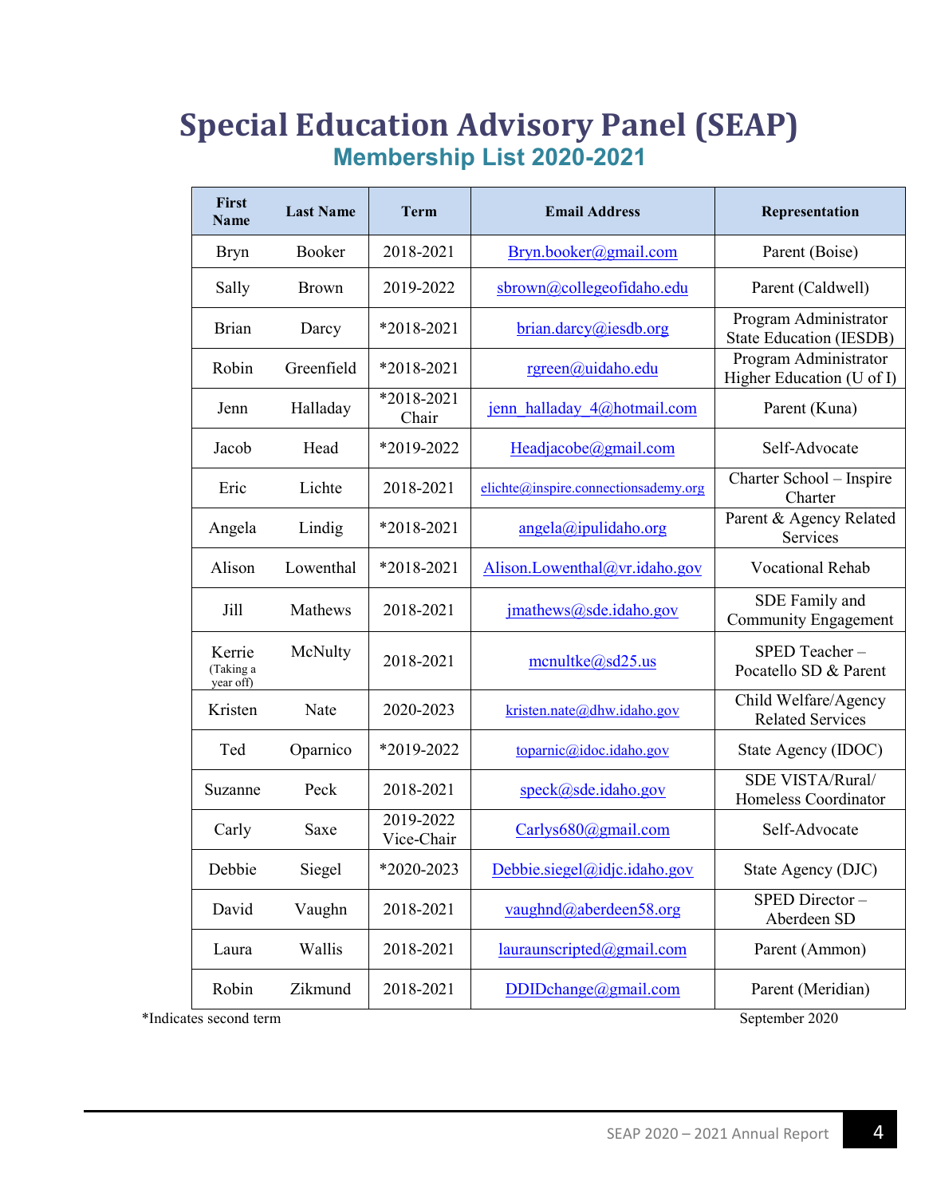# Special Education Advisory Panel (SEAP)

## Membership List 2020-2021

| First Name | Last Name | Term | Email Address | Representation |
|---|---|---|---|---|
| Bryn | Booker | 2018-2021 | Bryn.booker@gmail.com | Parent (Boise) |
| Sally | Brown | 2019-2022 | sbrown@collegeofidaho.edu | Parent (Caldwell) |
| Brian | Darcy | *2018-2021 | brian.darcy@iesdb.org | Program Administrator State Education (IESDB) |
| Robin | Greenfield | *2018-2021 | rgreen@uidaho.edu | Program Administrator Higher Education (U of I) |
| Jenn | Halladay | *2018-2021 Chair | jenn_halladay_4@hotmail.com | Parent (Kuna) |
| Jacob | Head | *2019-2022 | Headjacobe@gmail.com | Self-Advocate |
| Eric | Lichte | 2018-2021 | elichte@inspire.connectionsacademy.org | Charter School – Inspire Charter |
| Angela | Lindig | *2018-2021 | angela@ipulidaho.org | Parent & Agency Related Services |
| Alison | Lowenthal | *2018-2021 | Alison.Lowenthal@vr.idaho.gov | Vocational Rehab |
| Jill | Mathews | 2018-2021 | jmathews@sde.idaho.gov | SDE Family and Community Engagement |
| Kerrie (Taking a year off) | McNulty | 2018-2021 | mcnultke@sd25.us | SPED Teacher – Pocatello SD & Parent |
| Kristen | Nate | 2020-2023 | kristen.nate@dhw.idaho.gov | Child Welfare/Agency Related Services |
| Ted | Oparnico | *2019-2022 | toparnic@idoc.idaho.gov | State Agency (IDOC) |
| Suzanne | Peck | 2018-2021 | speck@sde.idaho.gov | SDE VISTA/Rural/ Homeless Coordinator |
| Carly | Saxe | 2019-2022 Vice-Chair | Carlys680@gmail.com | Self-Advocate |
| Debbie | Siegel | *2020-2023 | Debbie.siegel@idjc.idaho.gov | State Agency (DJC) |
| David | Vaughn | 2018-2021 | vaughnd@aberdeen58.org | SPED Director – Aberdeen SD |
| Laura | Wallis | 2018-2021 | lauraunscripted@gmail.com | Parent (Ammon) |
| Robin | Zikmund | 2018-2021 | DDIDchange@gmail.com | Parent (Meridian) |

*Indicates second term

September 2020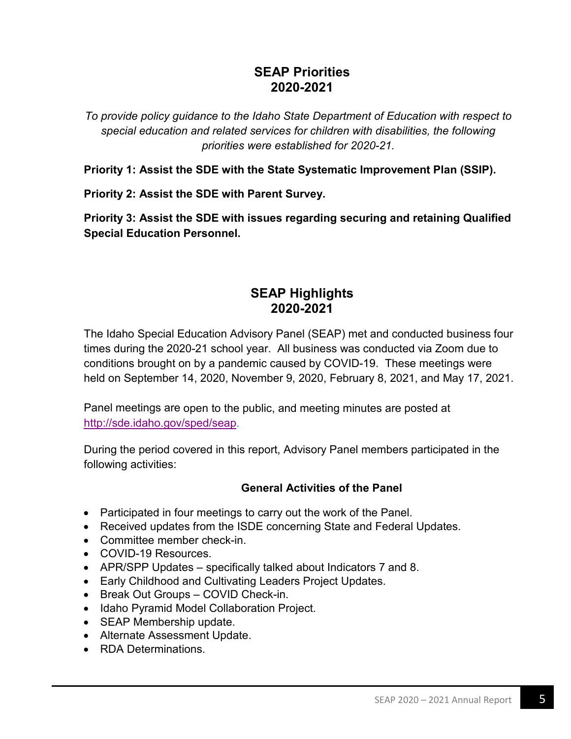## SEAP Priorities
## 2020-2021

*To provide policy guidance to the Idaho State Department of Education with respect to special education and related services for children with disabilities, the following priorities were established for 2020-21.*

**Priority 1: Assist the SDE with the State Systematic Improvement Plan (SSIP).**

**Priority 2: Assist the SDE with Parent Survey.**

**Priority 3: Assist the SDE with issues regarding securing and retaining Qualified Special Education Personnel.**

## SEAP Highlights
## 2020-2021

The Idaho Special Education Advisory Panel (SEAP) met and conducted business four times during the 2020-21 school year. All business was conducted via Zoom due to conditions brought on by a pandemic caused by COVID-19. These meetings were held on September 14, 2020, November 9, 2020, February 8, 2021, and May 17, 2021.

Panel meetings are open to the public, and meeting minutes are posted at http://sde.idaho.gov/sped/seap.

During the period covered in this report, Advisory Panel members participated in the following activities:

### General Activities of the Panel

- Participated in four meetings to carry out the work of the Panel.
- Received updates from the ISDE concerning State and Federal Updates.
- Committee member check-in.
- COVID-19 Resources.
- APR/SPP Updates – specifically talked about Indicators 7 and 8.
- Early Childhood and Cultivating Leaders Project Updates.
- Break Out Groups – COVID Check-in.
- Idaho Pyramid Model Collaboration Project.
- SEAP Membership update.
- Alternate Assessment Update.
- RDA Determinations.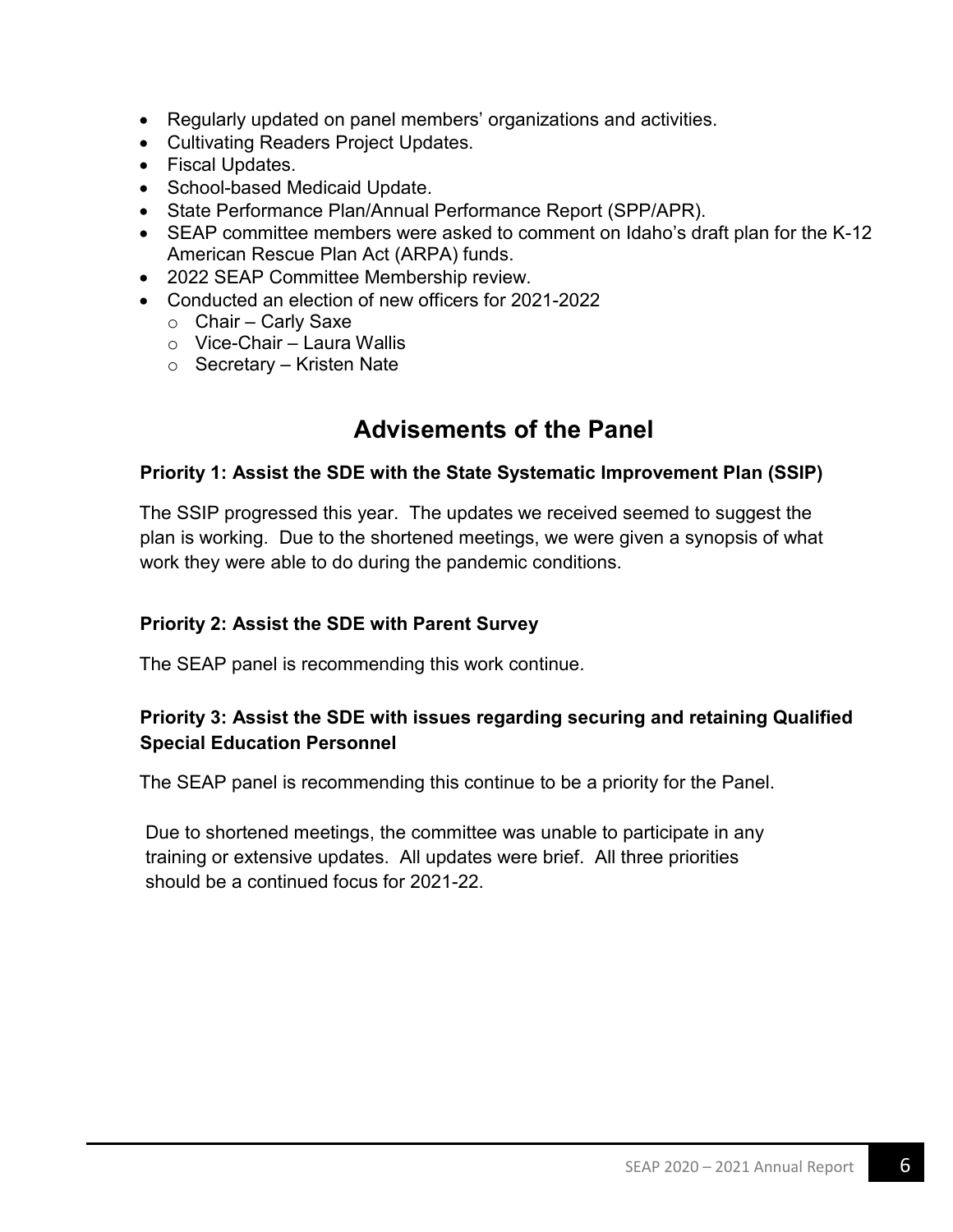- Regularly updated on panel members' organizations and activities.
- Cultivating Readers Project Updates.
- Fiscal Updates.
- School-based Medicaid Update.
- State Performance Plan/Annual Performance Report (SPP/APR).
- SEAP committee members were asked to comment on Idaho's draft plan for the K-12 American Rescue Plan Act (ARPA) funds.
- 2022 SEAP Committee Membership review.
- Conducted an election of new officers for 2021-2022
  - Chair – Carly Saxe
  - Vice-Chair – Laura Wallis
  - Secretary – Kristen Nate

## Advisements of the Panel

**Priority 1: Assist the SDE with the State Systematic Improvement Plan (SSIP)**

The SSIP progressed this year. The updates we received seemed to suggest the plan is working. Due to the shortened meetings, we were given a synopsis of what work they were able to do during the pandemic conditions.

**Priority 2: Assist the SDE with Parent Survey**

The SEAP panel is recommending this work continue.

**Priority 3: Assist the SDE with issues regarding securing and retaining Qualified Special Education Personnel**

The SEAP panel is recommending this continue to be a priority for the Panel.

Due to shortened meetings, the committee was unable to participate in any training or extensive updates. All updates were brief. All three priorities should be a continued focus for 2021-22.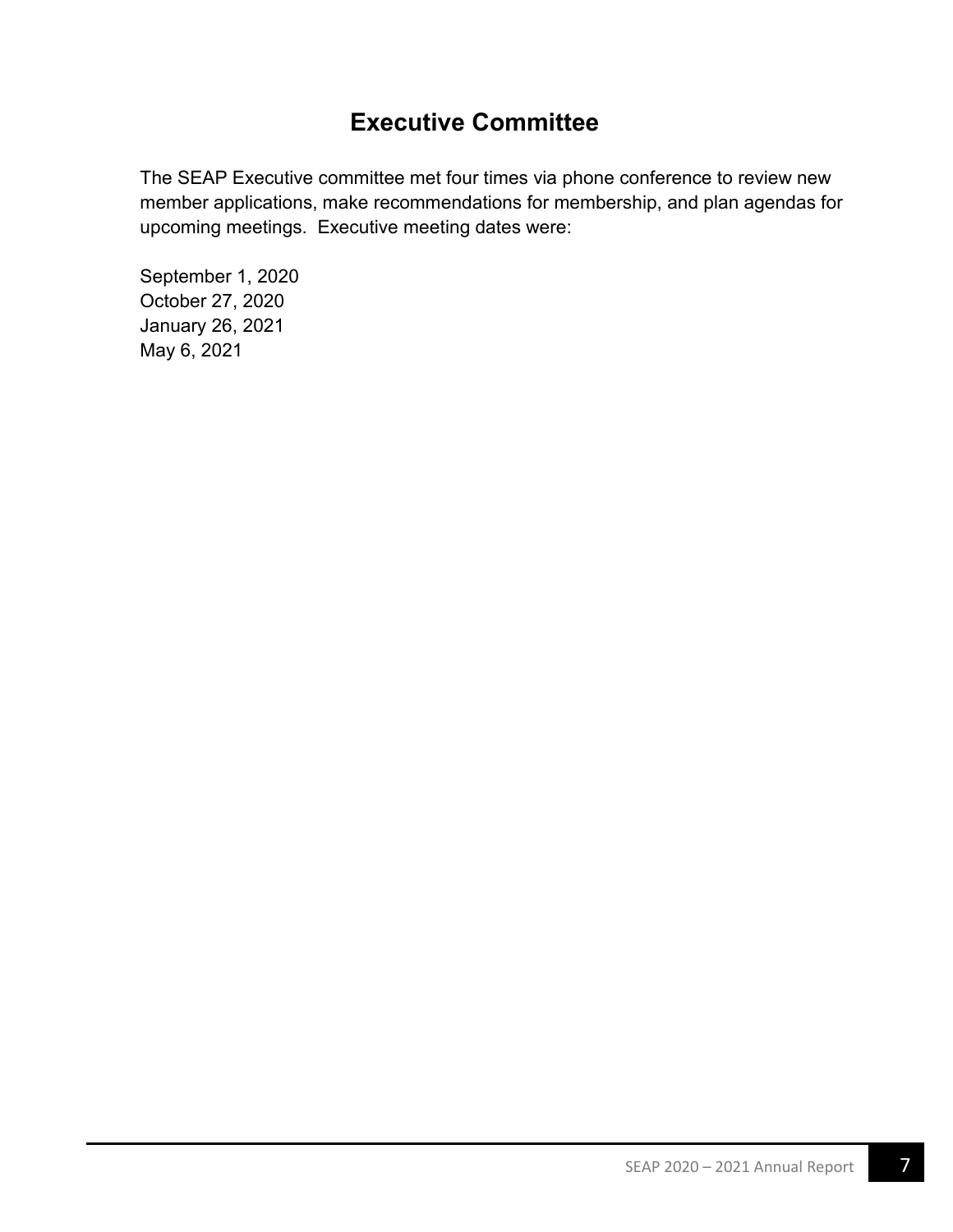# Executive Committee

The SEAP Executive committee met four times via phone conference to review new member applications, make recommendations for membership, and plan agendas for upcoming meetings. Executive meeting dates were:

September 1, 2020
October 27, 2020
January 26, 2021
May 6, 2021